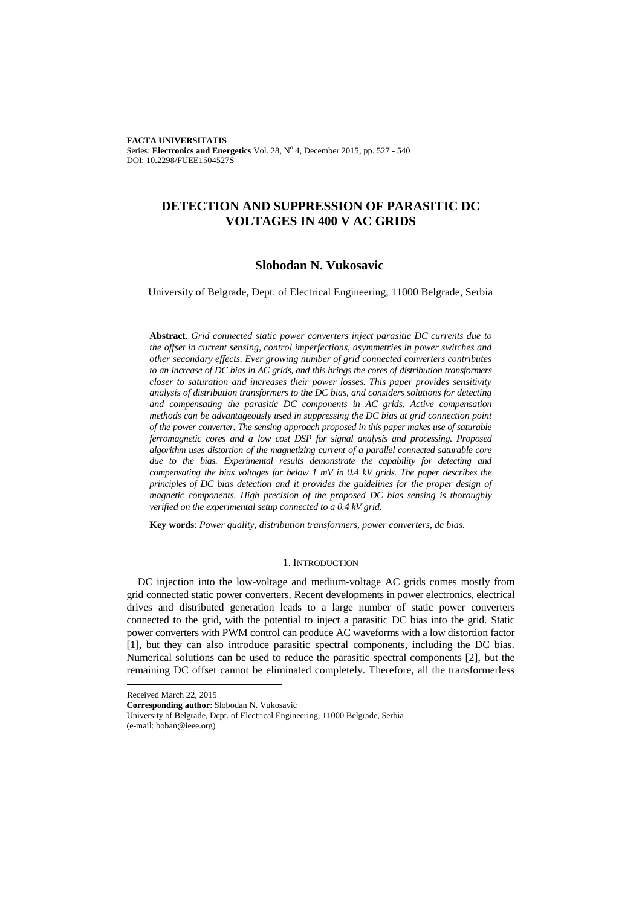# DETECTION AND SUPPRESSION OF PARASITIC DC VOLTAGES IN 400 V AC GRIDS

## Slobodan N. Vukosavic

University of Belgrade, Dept. of Electrical Engineering, 11000 Belgrade, Serbia

**Abstract**. *Grid connected static power converters inject parasitic DC currents due to the offset in current sensing, control imperfections, asymmetries in power switches and other secondary effects. Ever growing number of grid connected converters contributes to an increase of DC bias in AC grids, and this brings the cores of distribution transformers closer to saturation and increases their power losses. This paper provides sensitivity analysis of distribution transformers to the DC bias, and considers solutions for detecting and compensating the parasitic DC components in AC grids. Active compensation methods can be advantageously used in suppressing the DC bias at grid connection point of the power converter. The sensing approach proposed in this paper makes use of saturable ferromagnetic cores and a low cost DSP for signal analysis and processing. Proposed algorithm uses distortion of the magnetizing current of a parallel connected saturable core due to the bias. Experimental results demonstrate the capability for detecting and compensating the bias voltages far below 1 mV in 0.4 kV grids. The paper describes the principles of DC bias detection and it provides the guidelines for the proper design of magnetic components. High precision of the proposed DC bias sensing is thoroughly verified on the experimental setup connected to a 0.4 kV grid.*

**Key words**: *Power quality, distribution transformers, power converters, dc bias.*

## 1. Introduction

DC injection into the low-voltage and medium-voltage AC grids comes mostly from grid connected static power converters. Recent developments in power electronics, electrical drives and distributed generation leads to a large number of static power converters connected to the grid, with the potential to inject a parasitic DC bias into the grid. Static power converters with PWM control can produce AC waveforms with a low distortion factor [1], but they can also introduce parasitic spectral components, including the DC bias. Numerical solutions can be used to reduce the parasitic spectral components [2], but the remaining DC offset cannot be eliminated completely. Therefore, all the transformerless

---

Received March 22, 2015

**Corresponding author**: Slobodan N. Vukosavic

University of Belgrade, Dept. of Electrical Engineering, 11000 Belgrade, Serbia

(e-mail: boban@ieee.org)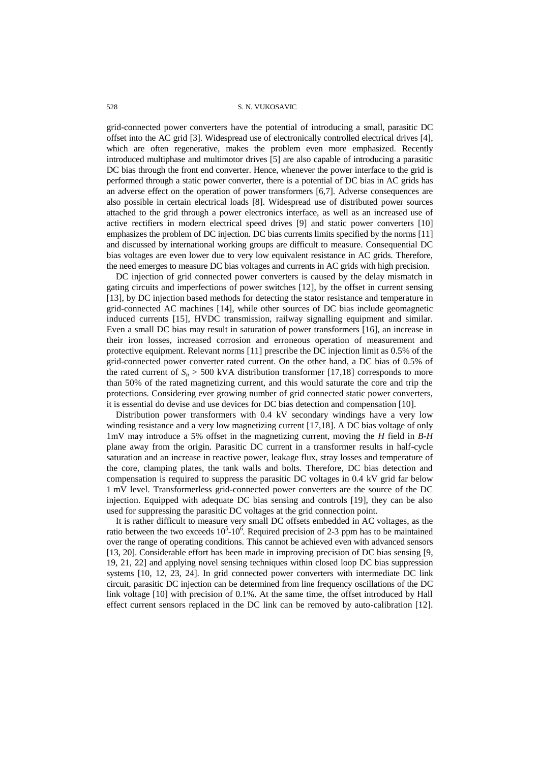grid-connected power converters have the potential of introducing a small, parasitic DC offset into the AC grid [3]. Widespread use of electronically controlled electrical drives [4], which are often regenerative, makes the problem even more emphasized. Recently introduced multiphase and multimotor drives [5] are also capable of introducing a parasitic DC bias through the front end converter. Hence, whenever the power interface to the grid is performed through a static power converter, there is a potential of DC bias in AC grids has an adverse effect on the operation of power transformers [6,7]. Adverse consequences are also possible in certain electrical loads [8]. Widespread use of distributed power sources attached to the grid through a power electronics interface, as well as an increased use of active rectifiers in modern electrical speed drives [9] and static power converters [10] emphasizes the problem of DC injection. DC bias currents limits specified by the norms [11] and discussed by international working groups are difficult to measure. Consequential DC bias voltages are even lower due to very low equivalent resistance in AC grids. Therefore, the need emerges to measure DC bias voltages and currents in AC grids with high precision.

DC injection of grid connected power converters is caused by the delay mismatch in gating circuits and imperfections of power switches [12], by the offset in current sensing [13], by DC injection based methods for detecting the stator resistance and temperature in grid-connected AC machines [14], while other sources of DC bias include geomagnetic induced currents [15], HVDC transmission, railway signalling equipment and similar. Even a small DC bias may result in saturation of power transformers [16], an increase in their iron losses, increased corrosion and erroneous operation of measurement and protective equipment. Relevant norms [11] prescribe the DC injection limit as 0.5% of the grid-connected power converter rated current. On the other hand, a DC bias of 0.5% of the rated current of $S_n > 500$ kVA distribution transformer [17,18] corresponds to more than 50% of the rated magnetizing current, and this would saturate the core and trip the protections. Considering ever growing number of grid connected static power converters, it is essential do devise and use devices for DC bias detection and compensation [10].

Distribution power transformers with 0.4 kV secondary windings have a very low winding resistance and a very low magnetizing current [17,18]. A DC bias voltage of only 1mV may introduce a 5% offset in the magnetizing current, moving the *H* field in *B*-*H* plane away from the origin. Parasitic DC current in a transformer results in half-cycle saturation and an increase in reactive power, leakage flux, stray losses and temperature of the core, clamping plates, the tank walls and bolts. Therefore, DC bias detection and compensation is required to suppress the parasitic DC voltages in 0.4 kV grid far below 1 mV level. Transformerless grid-connected power converters are the source of the DC injection. Equipped with adequate DC bias sensing and controls [19], they can be also used for suppressing the parasitic DC voltages at the grid connection point.

It is rather difficult to measure very small DC offsets embedded in AC voltages, as the ratio between the two exceeds $10^5$-$10^6$. Required precision of 2-3 ppm has to be maintained over the range of operating conditions. This cannot be achieved even with advanced sensors [13, 20]. Considerable effort has been made in improving precision of DC bias sensing [9, 19, 21, 22] and applying novel sensing techniques within closed loop DC bias suppression systems [10, 12, 23, 24]. In grid connected power converters with intermediate DC link circuit, parasitic DC injection can be determined from line frequency oscillations of the DC link voltage [10] with precision of 0.1%. At the same time, the offset introduced by Hall effect current sensors replaced in the DC link can be removed by auto-calibration [12].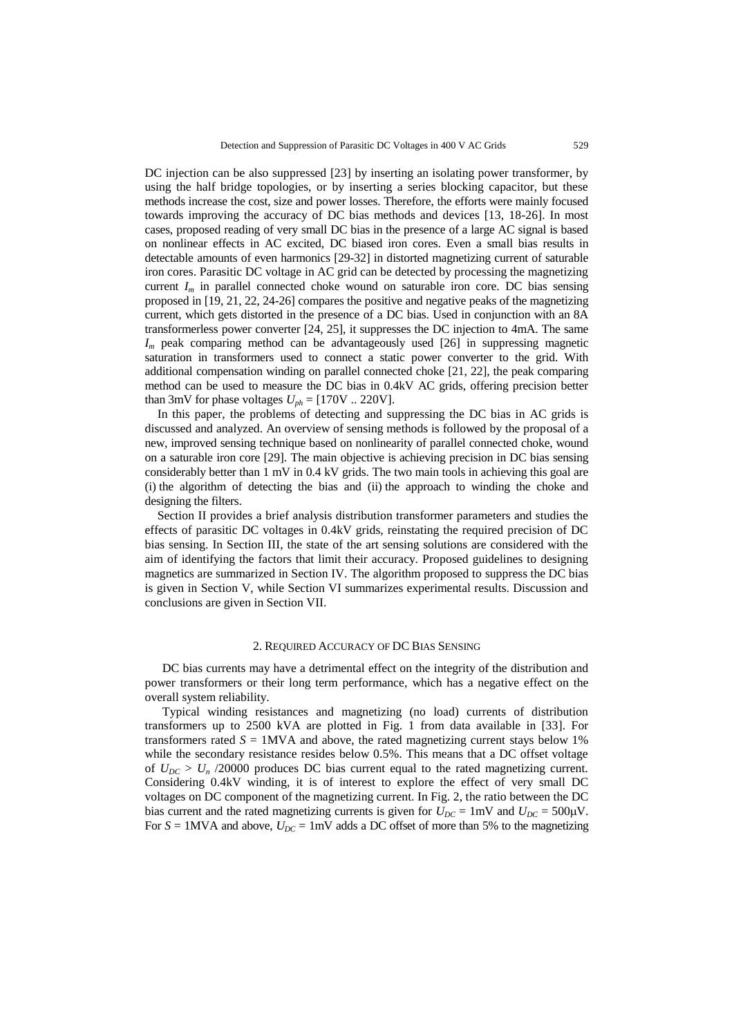DC injection can be also suppressed [23] by inserting an isolating power transformer, by using the half bridge topologies, or by inserting a series blocking capacitor, but these methods increase the cost, size and power losses. Therefore, the efforts were mainly focused towards improving the accuracy of DC bias methods and devices [13, 18-26]. In most cases, proposed reading of very small DC bias in the presence of a large AC signal is based on nonlinear effects in AC excited, DC biased iron cores. Even a small bias results in detectable amounts of even harmonics [29-32] in distorted magnetizing current of saturable iron cores. Parasitic DC voltage in AC grid can be detected by processing the magnetizing current $I_m$ in parallel connected choke wound on saturable iron core. DC bias sensing proposed in [19, 21, 22, 24-26] compares the positive and negative peaks of the magnetizing current, which gets distorted in the presence of a DC bias. Used in conjunction with an 8A transformerless power converter [24, 25], it suppresses the DC injection to 4mA. The same $I_m$ peak comparing method can be advantageously used [26] in suppressing magnetic saturation in transformers used to connect a static power converter to the grid. With additional compensation winding on parallel connected choke [21, 22], the peak comparing method can be used to measure the DC bias in 0.4kV AC grids, offering precision better than 3mV for phase voltages $U_{ph}$ = [170V .. 220V].

In this paper, the problems of detecting and suppressing the DC bias in AC grids is discussed and analyzed. An overview of sensing methods is followed by the proposal of a new, improved sensing technique based on nonlinearity of parallel connected choke, wound on a saturable iron core [29]. The main objective is achieving precision in DC bias sensing considerably better than 1 mV in 0.4 kV grids. The two main tools in achieving this goal are (i) the algorithm of detecting the bias and (ii) the approach to winding the choke and designing the filters.

Section II provides a brief analysis distribution transformer parameters and studies the effects of parasitic DC voltages in 0.4kV grids, reinstating the required precision of DC bias sensing. In Section III, the state of the art sensing solutions are considered with the aim of identifying the factors that limit their accuracy. Proposed guidelines to designing magnetics are summarized in Section IV. The algorithm proposed to suppress the DC bias is given in Section V, while Section VI summarizes experimental results. Discussion and conclusions are given in Section VII.

## 2. Required Accuracy of DC Bias Sensing

DC bias currents may have a detrimental effect on the integrity of the distribution and power transformers or their long term performance, which has a negative effect on the overall system reliability.

Typical winding resistances and magnetizing (no load) currents of distribution transformers up to 2500 kVA are plotted in Fig. 1 from data available in [33]. For transformers rated $S$ = 1MVA and above, the rated magnetizing current stays below 1% while the secondary resistance resides below 0.5%. This means that a DC offset voltage of $U_{DC} > U_n$ /20000 produces DC bias current equal to the rated magnetizing current. Considering 0.4kV winding, it is of interest to explore the effect of very small DC voltages on DC component of the magnetizing current. In Fig. 2, the ratio between the DC bias current and the rated magnetizing currents is given for $U_{DC}$ = 1mV and $U_{DC}$ = 500μV. For $S$ = 1MVA and above, $U_{DC}$ = 1mV adds a DC offset of more than 5% to the magnetizing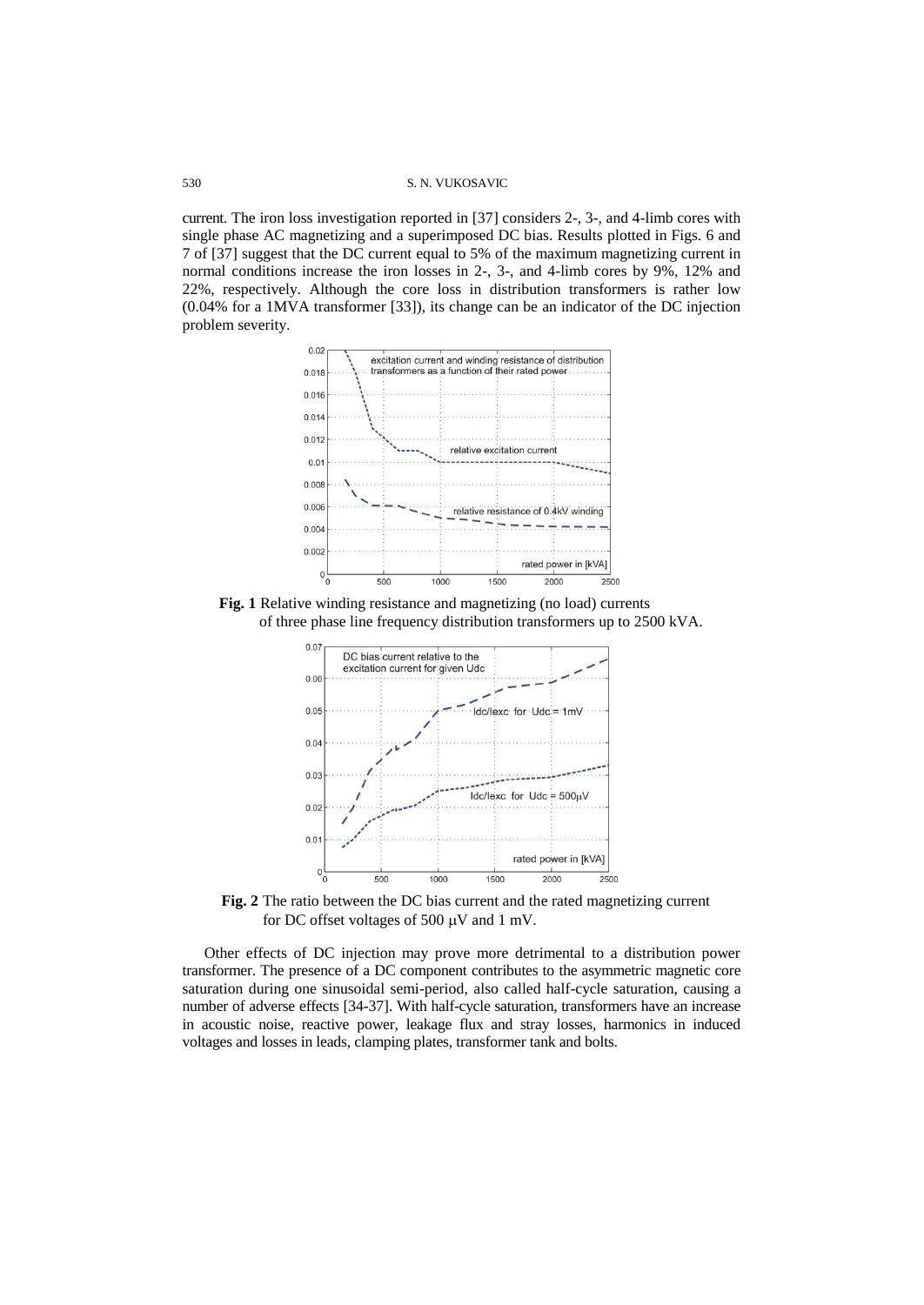current. The iron loss investigation reported in [37] considers 2-, 3-, and 4-limb cores with single phase AC magnetizing and a superimposed DC bias. Results plotted in Figs. 6 and 7 of [37] suggest that the DC current equal to 5% of the maximum magnetizing current in normal conditions increase the iron losses in 2-, 3-, and 4-limb cores by 9%, 12% and 22%, respectively. Although the core loss in distribution transformers is rather low (0.04% for a 1MVA transformer [33]), its change can be an indicator of the DC injection problem severity.

**Fig. 1** Relative winding resistance and magnetizing (no load) currents of three phase line frequency distribution transformers up to 2500 kVA.

**Fig. 2** The ratio between the DC bias current and the rated magnetizing current for DC offset voltages of 500 μV and 1 mV.

Other effects of DC injection may prove more detrimental to a distribution power transformer. The presence of a DC component contributes to the asymmetric magnetic core saturation during one sinusoidal semi-period, also called half-cycle saturation, causing a number of adverse effects [34-37]. With half-cycle saturation, transformers have an increase in acoustic noise, reactive power, leakage flux and stray losses, harmonics in induced voltages and losses in leads, clamping plates, transformer tank and bolts.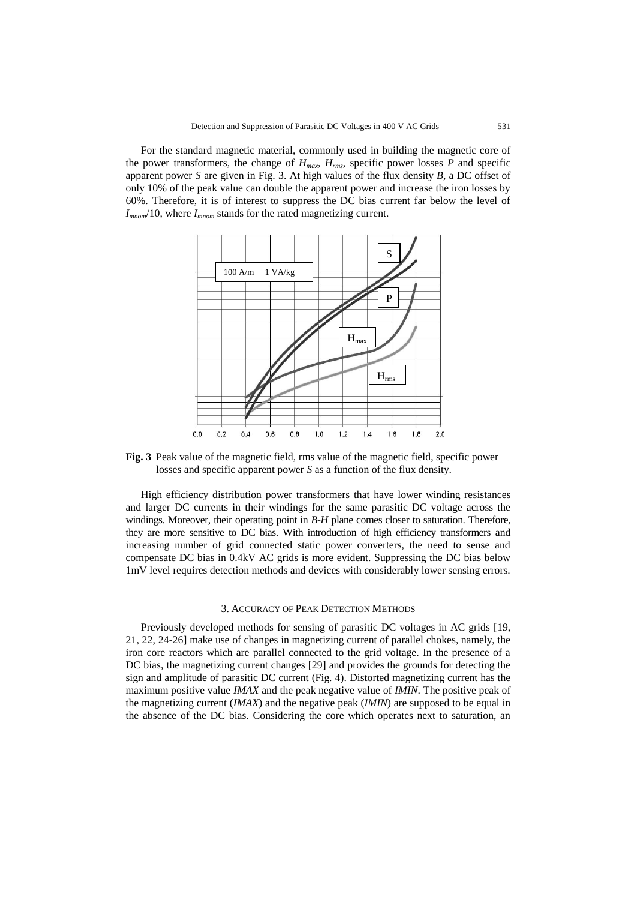For the standard magnetic material, commonly used in building the magnetic core of the power transformers, the change of $H_{max}$, $H_{rms}$, specific power losses $P$ and specific apparent power $S$ are given in Fig. 3. At high values of the flux density $B$, a DC offset of only 10% of the peak value can double the apparent power and increase the iron losses by 60%. Therefore, it is of interest to suppress the DC bias current far below the level of $I_{mnom}/10$, where $I_{mnom}$ stands for the rated magnetizing current.

**Fig. 3** Peak value of the magnetic field, rms value of the magnetic field, specific power losses and specific apparent power $S$ as a function of the flux density.

High efficiency distribution power transformers that have lower winding resistances and larger DC currents in their windings for the same parasitic DC voltage across the windings. Moreover, their operating point in *B-H* plane comes closer to saturation. Therefore, they are more sensitive to DC bias. With introduction of high efficiency transformers and increasing number of grid connected static power converters, the need to sense and compensate DC bias in 0.4kV AC grids is more evident. Suppressing the DC bias below 1mV level requires detection methods and devices with considerably lower sensing errors.

## 3. Accuracy of Peak Detection Methods

Previously developed methods for sensing of parasitic DC voltages in AC grids [19, 21, 22, 24-26] make use of changes in magnetizing current of parallel chokes, namely, the iron core reactors which are parallel connected to the grid voltage. In the presence of a DC bias, the magnetizing current changes [29] and provides the grounds for detecting the sign and amplitude of parasitic DC current (Fig. 4). Distorted magnetizing current has the maximum positive value *IMAX* and the peak negative value of *IMIN*. The positive peak of the magnetizing current (*IMAX*) and the negative peak (*IMIN*) are supposed to be equal in the absence of the DC bias. Considering the core which operates next to saturation, an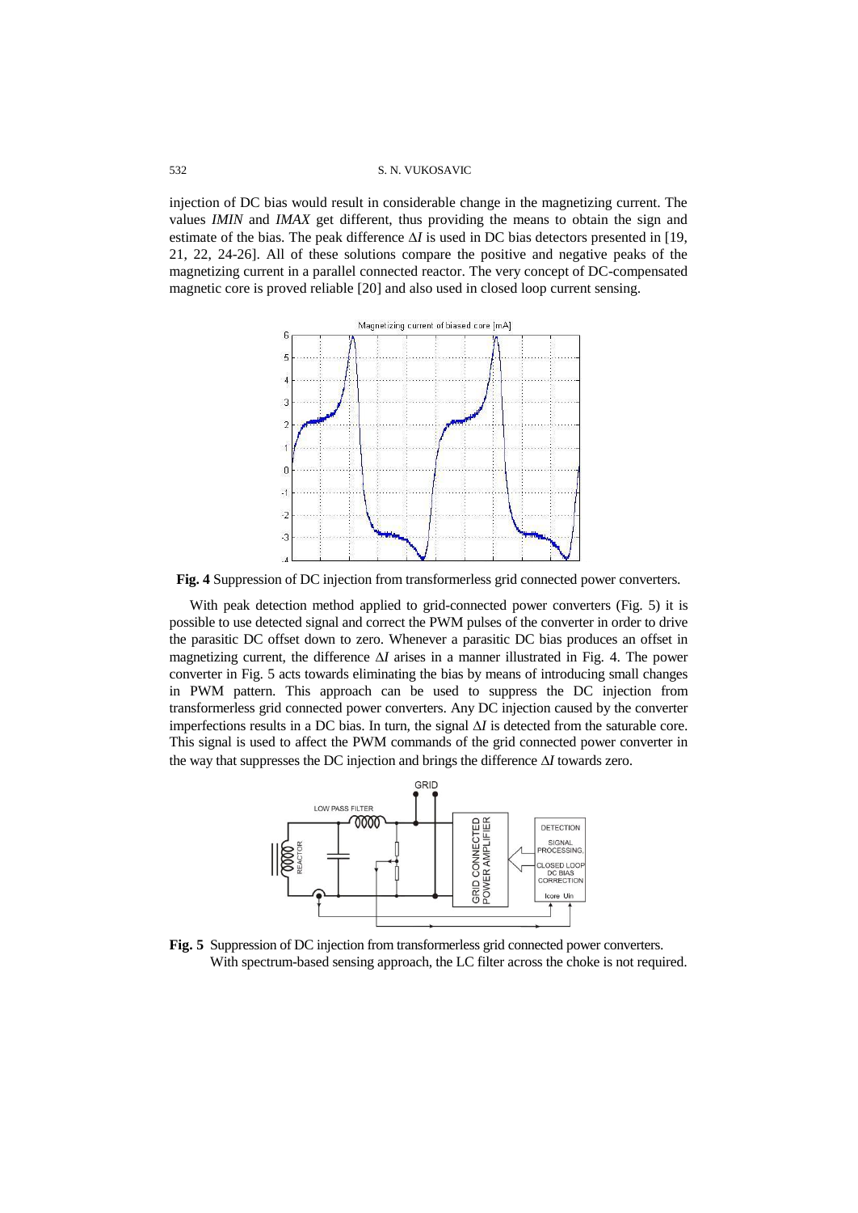injection of DC bias would result in considerable change in the magnetizing current. The values *IMIN* and *IMAX* get different, thus providing the means to obtain the sign and estimate of the bias. The peak difference $\Delta I$ is used in DC bias detectors presented in [19, 21, 22, 24-26]. All of these solutions compare the positive and negative peaks of the magnetizing current in a parallel connected reactor. The very concept of DC-compensated magnetic core is proved reliable [20] and also used in closed loop current sensing.

**Fig. 4** Suppression of DC injection from transformerless grid connected power converters.

With peak detection method applied to grid-connected power converters (Fig. 5) it is possible to use detected signal and correct the PWM pulses of the converter in order to drive the parasitic DC offset down to zero. Whenever a parasitic DC bias produces an offset in magnetizing current, the difference $\Delta I$ arises in a manner illustrated in Fig. 4. The power converter in Fig. 5 acts towards eliminating the bias by means of introducing small changes in PWM pattern. This approach can be used to suppress the DC injection from transformerless grid connected power converters. Any DC injection caused by the converter imperfections results in a DC bias. In turn, the signal $\Delta I$ is detected from the saturable core. This signal is used to affect the PWM commands of the grid connected power converter in the way that suppresses the DC injection and brings the difference $\Delta I$ towards zero.

**Fig. 5** Suppression of DC injection from transformerless grid connected power converters. With spectrum-based sensing approach, the LC filter across the choke is not required.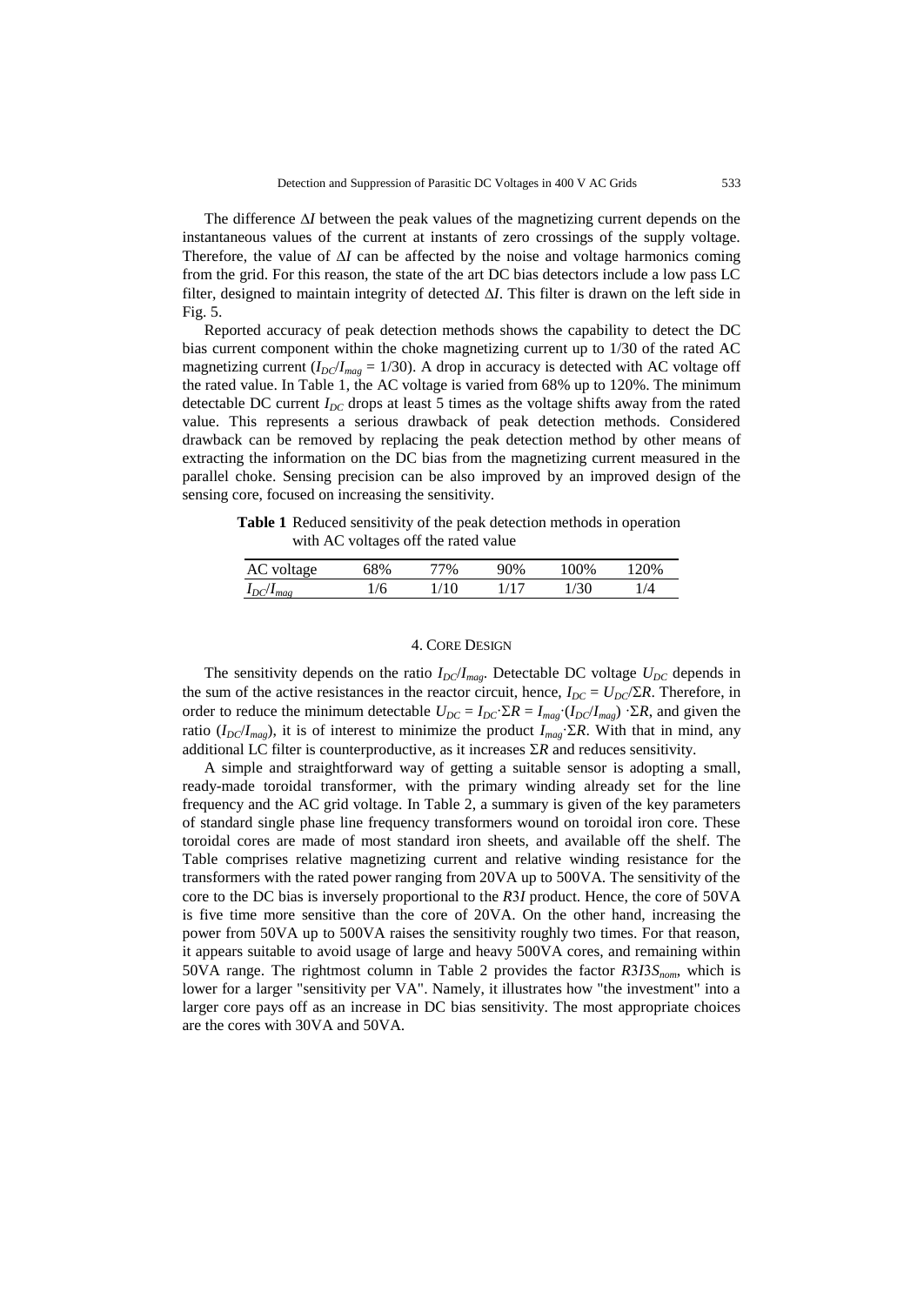The difference $\Delta I$ between the peak values of the magnetizing current depends on the instantaneous values of the current at instants of zero crossings of the supply voltage. Therefore, the value of $\Delta I$ can be affected by the noise and voltage harmonics coming from the grid. For this reason, the state of the art DC bias detectors include a low pass LC filter, designed to maintain integrity of detected $\Delta I$. This filter is drawn on the left side in Fig. 5.

Reported accuracy of peak detection methods shows the capability to detect the DC bias current component within the choke magnetizing current up to 1/30 of the rated AC magnetizing current ($I_{DC}/I_{mag} = 1/30$). A drop in accuracy is detected with AC voltage off the rated value. In Table 1, the AC voltage is varied from 68% up to 120%. The minimum detectable DC current $I_{DC}$ drops at least 5 times as the voltage shifts away from the rated value. This represents a serious drawback of peak detection methods. Considered drawback can be removed by replacing the peak detection method by other means of extracting the information on the DC bias from the magnetizing current measured in the parallel choke. Sensing precision can be also improved by an improved design of the sensing core, focused on increasing the sensitivity.

**Table 1** Reduced sensitivity of the peak detection methods in operation with AC voltages off the rated value

| AC voltage | 68% | 77% | 90% | 100% | 120% |
|---|---|---|---|---|---|
| $I_{DC}/I_{mag}$ | 1/6 | 1/10 | 1/17 | 1/30 | 1/4 |

## 4. Core Design

The sensitivity depends on the ratio $I_{DC}/I_{mag}$. Detectable DC voltage $U_{DC}$ depends in the sum of the active resistances in the reactor circuit, hence, $I_{DC} = U_{DC}/\Sigma R$. Therefore, in order to reduce the minimum detectable $U_{DC} = I_{DC} \cdot \Sigma R = I_{mag} \cdot (I_{DC}/I_{mag}) \cdot \Sigma R$, and given the ratio ($I_{DC}/I_{mag}$), it is of interest to minimize the product $I_{mag} \cdot \Sigma R$. With that in mind, any additional LC filter is counterproductive, as it increases $\Sigma R$ and reduces sensitivity.

A simple and straightforward way of getting a suitable sensor is adopting a small, ready-made toroidal transformer, with the primary winding already set for the line frequency and the AC grid voltage. In Table 2, a summary is given of the key parameters of standard single phase line frequency transformers wound on toroidal iron core. These toroidal cores are made of most standard iron sheets, and available off the shelf. The Table comprises relative magnetizing current and relative winding resistance for the transformers with the rated power ranging from 20VA up to 500VA. The sensitivity of the core to the DC bias is inversely proportional to the *R3I* product. Hence, the core of 50VA is five time more sensitive than the core of 20VA. On the other hand, increasing the power from 50VA up to 500VA raises the sensitivity roughly two times. For that reason, it appears suitable to avoid usage of large and heavy 500VA cores, and remaining within 50VA range. The rightmost column in Table 2 provides the factor $R3I3S_{nom}$, which is lower for a larger "sensitivity per VA". Namely, it illustrates how "the investment" into a larger core pays off as an increase in DC bias sensitivity. The most appropriate choices are the cores with 30VA and 50VA.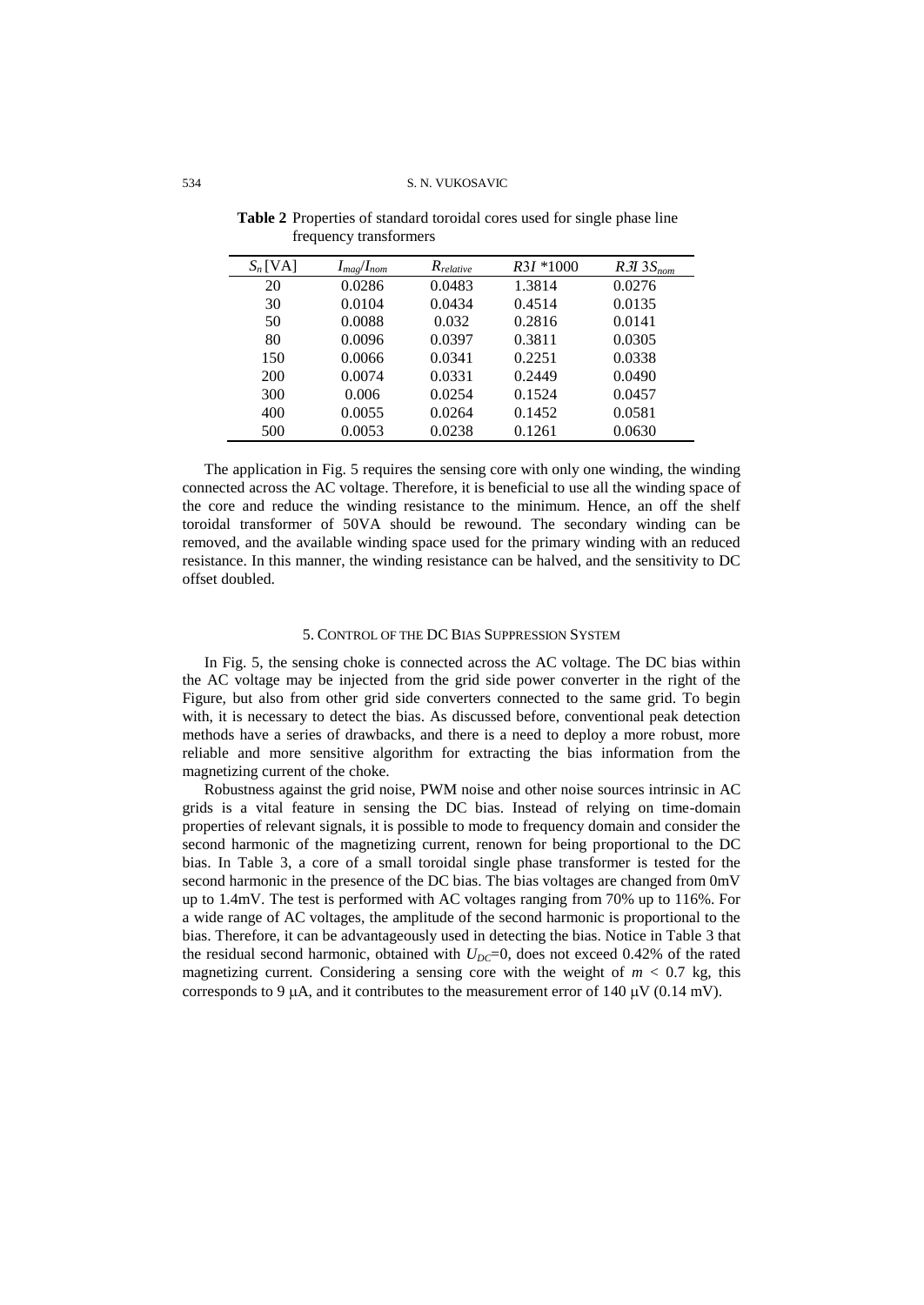**Table 2** Properties of standard toroidal cores used for single phase line frequency transformers

| $S_n$ [VA] | $I_{mag}/I_{nom}$ | $R_{relative}$ | $R3I$ *1000 | $R3I$ $3S_{nom}$ |
|---|---|---|---|---|
| 20 | 0.0286 | 0.0483 | 1.3814 | 0.0276 |
| 30 | 0.0104 | 0.0434 | 0.4514 | 0.0135 |
| 50 | 0.0088 | 0.032 | 0.2816 | 0.0141 |
| 80 | 0.0096 | 0.0397 | 0.3811 | 0.0305 |
| 150 | 0.0066 | 0.0341 | 0.2251 | 0.0338 |
| 200 | 0.0074 | 0.0331 | 0.2449 | 0.0490 |
| 300 | 0.006 | 0.0254 | 0.1524 | 0.0457 |
| 400 | 0.0055 | 0.0264 | 0.1452 | 0.0581 |
| 500 | 0.0053 | 0.0238 | 0.1261 | 0.0630 |

The application in Fig. 5 requires the sensing core with only one winding, the winding connected across the AC voltage. Therefore, it is beneficial to use all the winding space of the core and reduce the winding resistance to the minimum. Hence, an off the shelf toroidal transformer of 50VA should be rewound. The secondary winding can be removed, and the available winding space used for the primary winding with an reduced resistance. In this manner, the winding resistance can be halved, and the sensitivity to DC offset doubled.

## 5. Control of the DC Bias Suppression System

In Fig. 5, the sensing choke is connected across the AC voltage. The DC bias within the AC voltage may be injected from the grid side power converter in the right of the Figure, but also from other grid side converters connected to the same grid. To begin with, it is necessary to detect the bias. As discussed before, conventional peak detection methods have a series of drawbacks, and there is a need to deploy a more robust, more reliable and more sensitive algorithm for extracting the bias information from the magnetizing current of the choke.

Robustness against the grid noise, PWM noise and other noise sources intrinsic in AC grids is a vital feature in sensing the DC bias. Instead of relying on time-domain properties of relevant signals, it is possible to mode to frequency domain and consider the second harmonic of the magnetizing current, renown for being proportional to the DC bias. In Table 3, a core of a small toroidal single phase transformer is tested for the second harmonic in the presence of the DC bias. The bias voltages are changed from 0mV up to 1.4mV. The test is performed with AC voltages ranging from 70% up to 116%. For a wide range of AC voltages, the amplitude of the second harmonic is proportional to the bias. Therefore, it can be advantageously used in detecting the bias. Notice in Table 3 that the residual second harmonic, obtained with $U_{DC}$=0, does not exceed 0.42% of the rated magnetizing current. Considering a sensing core with the weight of $m$ < 0.7 kg, this corresponds to 9 μA, and it contributes to the measurement error of 140 μV (0.14 mV).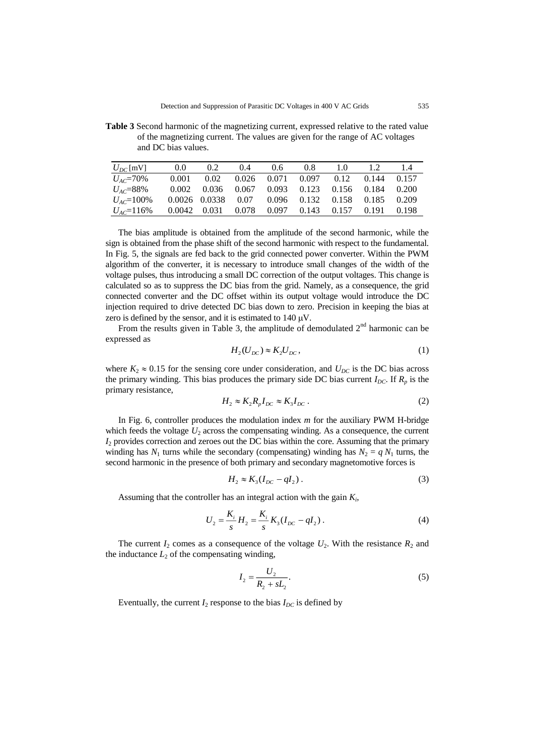**Table 3** Second harmonic of the magnetizing current, expressed relative to the rated value of the magnetizing current. The values are given for the range of AC voltages and DC bias values.

| $U_{DC}$ [mV] | 0.0 | 0.2 | 0.4 | 0.6 | 0.8 | 1.0 | 1.2 | 1.4 |
|---|---|---|---|---|---|---|---|---|
| $U_{AC}$=70% | 0.001 | 0.02 | 0.026 | 0.071 | 0.097 | 0.12 | 0.144 | 0.157 |
| $U_{AC}$=88% | 0.002 | 0.036 | 0.067 | 0.093 | 0.123 | 0.156 | 0.184 | 0.200 |
| $U_{AC}$=100% | 0.0026 | 0.0338 | 0.07 | 0.096 | 0.132 | 0.158 | 0.185 | 0.209 |
| $U_{AC}$=116% | 0.0042 | 0.031 | 0.078 | 0.097 | 0.143 | 0.157 | 0.191 | 0.198 |

The bias amplitude is obtained from the amplitude of the second harmonic, while the sign is obtained from the phase shift of the second harmonic with respect to the fundamental. In Fig. 5, the signals are fed back to the grid connected power converter. Within the PWM algorithm of the converter, it is necessary to introduce small changes of the width of the voltage pulses, thus introducing a small DC correction of the output voltages. This change is calculated so as to suppress the DC bias from the grid. Namely, as a consequence, the grid connected converter and the DC offset within its output voltage would introduce the DC injection required to drive detected DC bias down to zero. Precision in keeping the bias at zero is defined by the sensor, and it is estimated to 140 μV.

From the results given in Table 3, the amplitude of demodulated 2nd harmonic can be expressed as

$$H_2(U_{DC}) \approx K_2 U_{DC}, \tag{1}$$

where $K_2 \approx 0.15$ for the sensing core under consideration, and $U_{DC}$ is the DC bias across the primary winding. This bias produces the primary side DC bias current $I_{DC}$. If $R_p$ is the primary resistance,

$$H_2 \approx K_2 R_p I_{DC} \approx K_3 I_{DC}\,. \tag{2}$$

In Fig. 6, controller produces the modulation index $m$ for the auxiliary PWM H-bridge which feeds the voltage $U_2$ across the compensating winding. As a consequence, the current $I_2$ provides correction and zeroes out the DC bias within the core. Assuming that the primary winding has $N_1$ turns while the secondary (compensating) winding has $N_2 = q\,N_1$ turns, the second harmonic in the presence of both primary and secondary magnetomotive forces is

$$H_2 \approx K_3 (I_{DC} - qI_2)\,. \tag{3}$$

Assuming that the controller has an integral action with the gain $K_i$,

$$U_2 = \frac{K_i}{s} H_2 = \frac{K_i}{s} K_3 (I_{DC} - qI_2)\,. \tag{4}$$

The current $I_2$ comes as a consequence of the voltage $U_2$. With the resistance $R_2$ and the inductance $L_2$ of the compensating winding,

$$I_2 = \frac{U_2}{R_2 + sL_2}. \tag{5}$$

Eventually, the current $I_2$ response to the bias $I_{DC}$ is defined by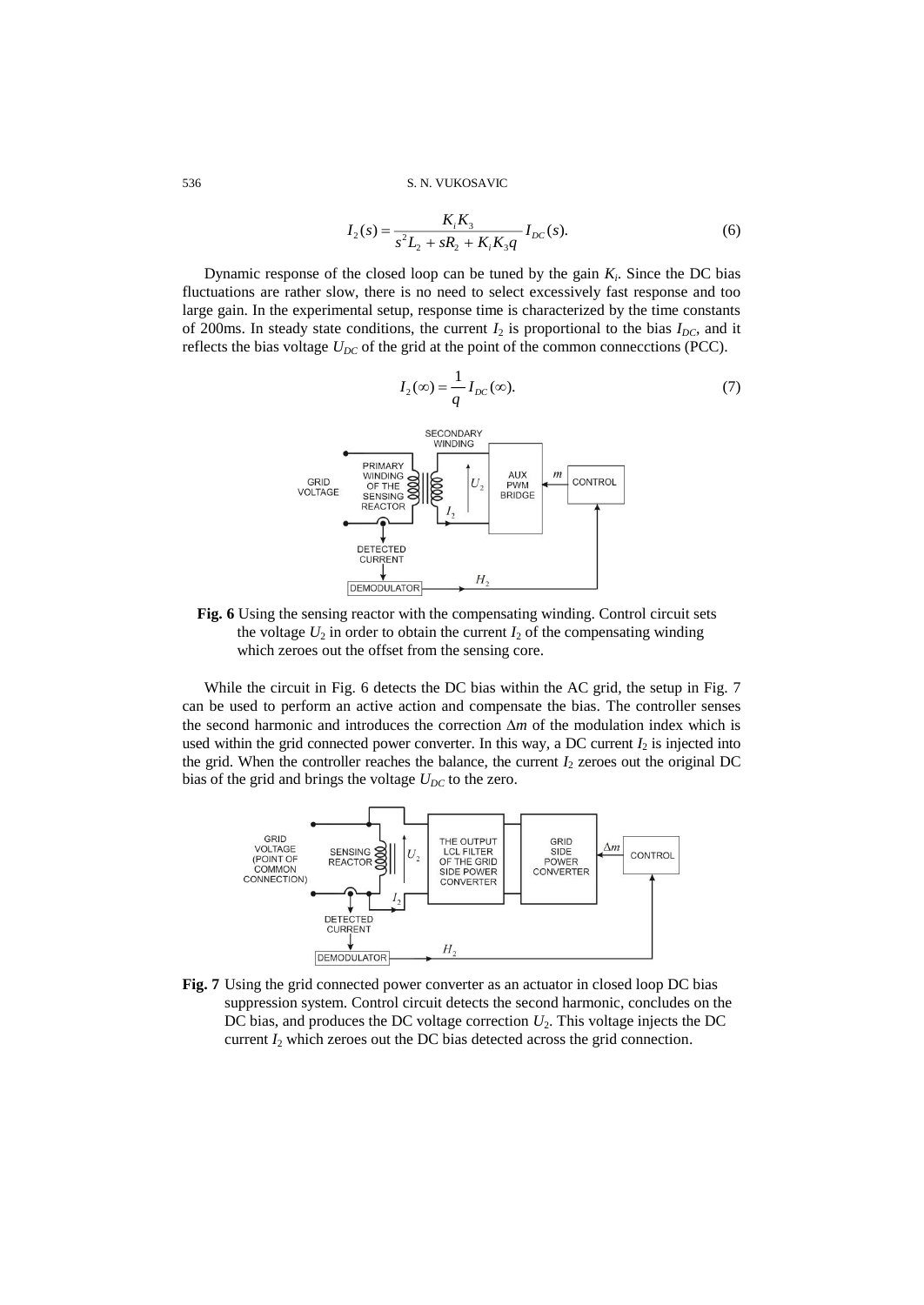$$I_2(s) = \frac{K_i K_3}{s^2 L_2 + sR_2 + K_i K_3 q} I_{DC}(s). \tag{6}$$

Dynamic response of the closed loop can be tuned by the gain $K_i$. Since the DC bias fluctuations are rather slow, there is no need to select excessively fast response and too large gain. In the experimental setup, response time is characterized by the time constants of 200ms. In steady state conditions, the current $I_2$ is proportional to the bias $I_{DC}$, and it reflects the bias voltage $U_{DC}$ of the grid at the point of the common connecctions (PCC).

$$I_2(\infty) = \frac{1}{q} I_{DC}(\infty). \tag{7}$$

**Fig. 6** Using the sensing reactor with the compensating winding. Control circuit sets the voltage $U_2$ in order to obtain the current $I_2$ of the compensating winding which zeroes out the offset from the sensing core.

While the circuit in Fig. 6 detects the DC bias within the AC grid, the setup in Fig. 7 can be used to perform an active action and compensate the bias. The controller senses the second harmonic and introduces the correction $\Delta m$ of the modulation index which is used within the grid connected power converter. In this way, a DC current $I_2$ is injected into the grid. When the controller reaches the balance, the current $I_2$ zeroes out the original DC bias of the grid and brings the voltage $U_{DC}$ to the zero.

**Fig. 7** Using the grid connected power converter as an actuator in closed loop DC bias suppression system. Control circuit detects the second harmonic, concludes on the DC bias, and produces the DC voltage correction $U_2$. This voltage injects the DC current $I_2$ which zeroes out the DC bias detected across the grid connection.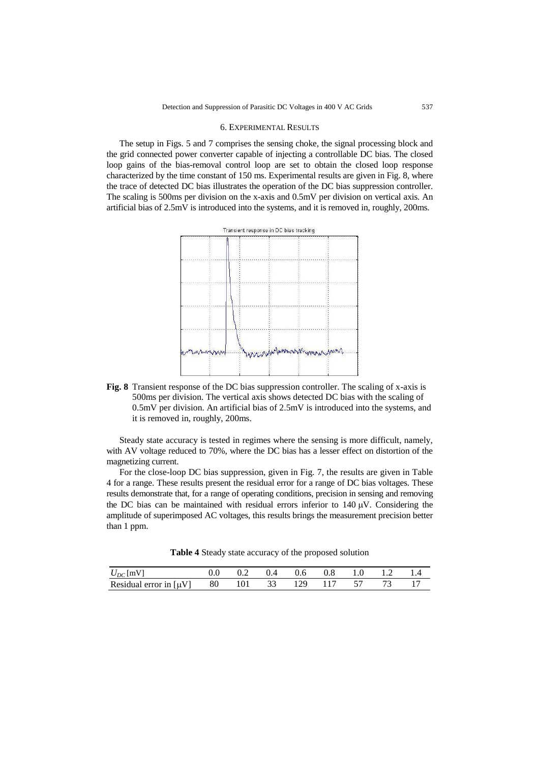## 6. Experimental Results

The setup in Figs. 5 and 7 comprises the sensing choke, the signal processing block and the grid connected power converter capable of injecting a controllable DC bias. The closed loop gains of the bias-removal control loop are set to obtain the closed loop response characterized by the time constant of 150 ms. Experimental results are given in Fig. 8, where the trace of detected DC bias illustrates the operation of the DC bias suppression controller. The scaling is 500ms per division on the x-axis and 0.5mV per division on vertical axis. An artificial bias of 2.5mV is introduced into the systems, and it is removed in, roughly, 200ms.

**Fig. 8** Transient response of the DC bias suppression controller. The scaling of x-axis is 500ms per division. The vertical axis shows detected DC bias with the scaling of 0.5mV per division. An artificial bias of 2.5mV is introduced into the systems, and it is removed in, roughly, 200ms.

Steady state accuracy is tested in regimes where the sensing is more difficult, namely, with AV voltage reduced to 70%, where the DC bias has a lesser effect on distortion of the magnetizing current.

For the close-loop DC bias suppression, given in Fig. 7, the results are given in Table 4 for a range. These results present the residual error for a range of DC bias voltages. These results demonstrate that, for a range of operating conditions, precision in sensing and removing the DC bias can be maintained with residual errors inferior to 140 μV. Considering the amplitude of superimposed AC voltages, this results brings the measurement precision better than 1 ppm.

**Table 4** Steady state accuracy of the proposed solution

| $U_{DC}$ [mV] | 0.0 | 0.2 | 0.4 | 0.6 | 0.8 | 1.0 | 1.2 | 1.4 |
|---|---|---|---|---|---|---|---|---|
| Residual error in [μV] | 80 | 101 | 33 | 129 | 117 | 57 | 73 | 17 |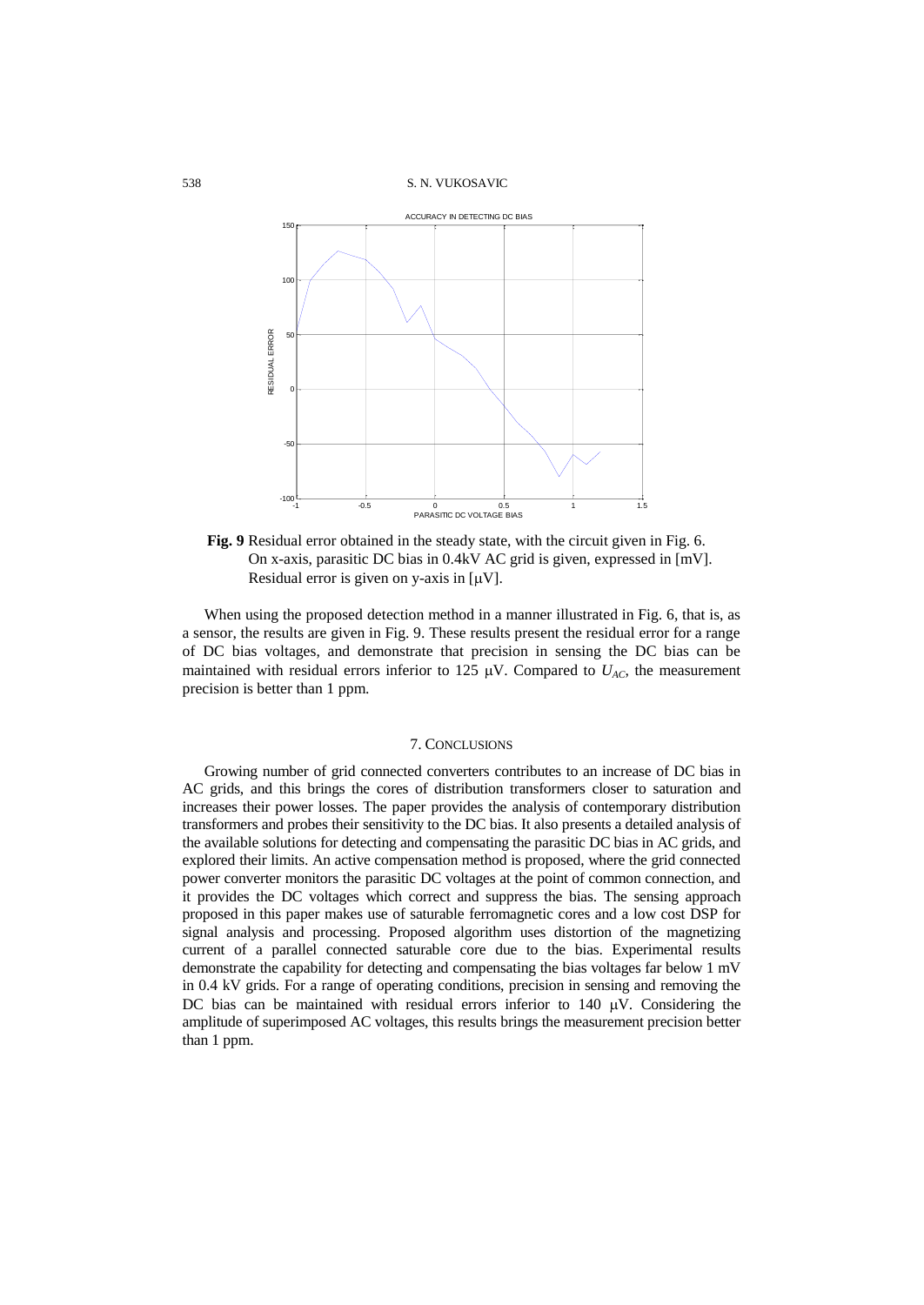**Fig. 9** Residual error obtained in the steady state, with the circuit given in Fig. 6. On x-axis, parasitic DC bias in 0.4kV AC grid is given, expressed in [mV]. Residual error is given on y-axis in [μV].

When using the proposed detection method in a manner illustrated in Fig. 6, that is, as a sensor, the results are given in Fig. 9. These results present the residual error for a range of DC bias voltages, and demonstrate that precision in sensing the DC bias can be maintained with residual errors inferior to 125 μV. Compared to $U_{AC}$, the measurement precision is better than 1 ppm.

## 7. CONCLUSIONS

Growing number of grid connected converters contributes to an increase of DC bias in AC grids, and this brings the cores of distribution transformers closer to saturation and increases their power losses. The paper provides the analysis of contemporary distribution transformers and probes their sensitivity to the DC bias. It also presents a detailed analysis of the available solutions for detecting and compensating the parasitic DC bias in AC grids, and explored their limits. An active compensation method is proposed, where the grid connected power converter monitors the parasitic DC voltages at the point of common connection, and it provides the DC voltages which correct and suppress the bias. The sensing approach proposed in this paper makes use of saturable ferromagnetic cores and a low cost DSP for signal analysis and processing. Proposed algorithm uses distortion of the magnetizing current of a parallel connected saturable core due to the bias. Experimental results demonstrate the capability for detecting and compensating the bias voltages far below 1 mV in 0.4 kV grids. For a range of operating conditions, precision in sensing and removing the DC bias can be maintained with residual errors inferior to 140 μV. Considering the amplitude of superimposed AC voltages, this results brings the measurement precision better than 1 ppm.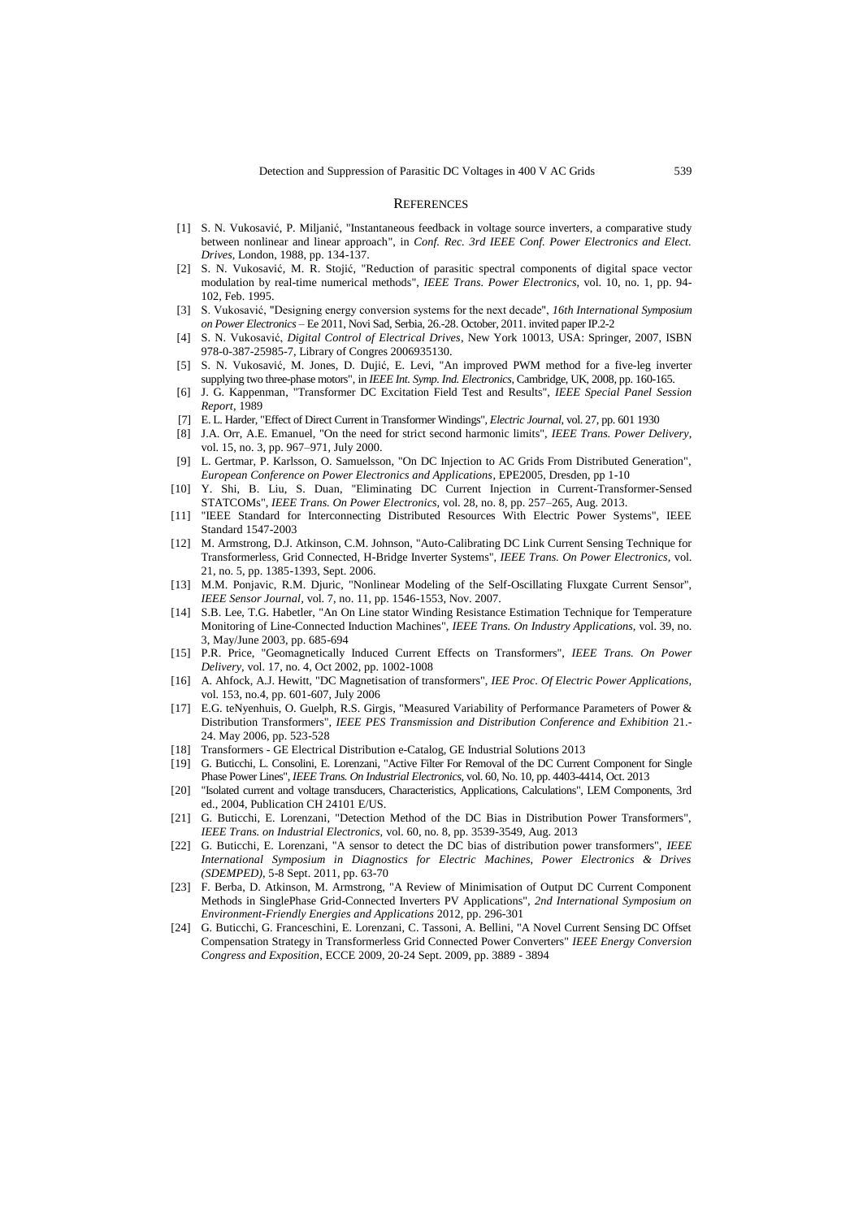## REFERENCES

[1] S. N. Vukosavić, P. Miljanić, "Instantaneous feedback in voltage source inverters, a comparative study between nonlinear and linear approach", in *Conf. Rec. 3rd IEEE Conf. Power Electronics and Elect. Drives*, London, 1988, pp. 134-137.

[2] S. N. Vukosavić, M. R. Stojić, "Reduction of parasitic spectral components of digital space vector modulation by real-time numerical methods", *IEEE Trans. Power Electronics*, vol. 10, no. 1, pp. 94-102, Feb. 1995.

[3] S. Vukosavić, "Designing energy conversion systems for the next decade", *16th International Symposium on Power Electronics* – Ee 2011, Novi Sad, Serbia, 26.-28. October, 2011. invited paper IP.2-2

[4] S. N. Vukosavić, *Digital Control of Electrical Drives*, New York 10013, USA: Springer, 2007, ISBN 978-0-387-25985-7, Library of Congres 2006935130.

[5] S. N. Vukosavić, M. Jones, D. Dujić, E. Levi, "An improved PWM method for a five-leg inverter supplying two three-phase motors", in *IEEE Int. Symp. Ind. Electronics*, Cambridge, UK, 2008, pp. 160-165.

[6] J. G. Kappenman, "Transformer DC Excitation Field Test and Results", *IEEE Special Panel Session Report*, 1989

[7] E. L. Harder, "Effect of Direct Current in Transformer Windings", *Electric Journal*, vol. 27, pp. 601 1930

[8] J.A. Orr, A.E. Emanuel, "On the need for strict second harmonic limits", *IEEE Trans. Power Delivery*, vol. 15, no. 3, pp. 967–971, July 2000.

[9] L. Gertmar, P. Karlsson, O. Samuelsson, "On DC Injection to AC Grids From Distributed Generation", *European Conference on Power Electronics and Applications*, EPE2005, Dresden, pp 1-10

[10] Y. Shi, B. Liu, S. Duan, "Eliminating DC Current Injection in Current-Transformer-Sensed STATCOMs", *IEEE Trans. On Power Electronics*, vol. 28, no. 8, pp. 257–265, Aug. 2013.

[11] "IEEE Standard for Interconnecting Distributed Resources With Electric Power Systems", IEEE Standard 1547-2003

[12] M. Armstrong, D.J. Atkinson, C.M. Johnson, "Auto-Calibrating DC Link Current Sensing Technique for Transformerless, Grid Connected, H-Bridge Inverter Systems", *IEEE Trans. On Power Electronics*, vol. 21, no. 5, pp. 1385-1393, Sept. 2006.

[13] M.M. Ponjavic, R.M. Djuric, "Nonlinear Modeling of the Self-Oscillating Fluxgate Current Sensor", *IEEE Sensor Journal*, vol. 7, no. 11, pp. 1546-1553, Nov. 2007.

[14] S.B. Lee, T.G. Habetler, "An On Line stator Winding Resistance Estimation Technique for Temperature Monitoring of Line-Connected Induction Machines", *IEEE Trans. On Industry Applications*, vol. 39, no. 3, May/June 2003, pp. 685-694

[15] P.R. Price, "Geomagnetically Induced Current Effects on Transformers", *IEEE Trans. On Power Delivery*, vol. 17, no. 4, Oct 2002, pp. 1002-1008

[16] A. Ahfock, A.J. Hewitt, "DC Magnetisation of transformers", *IEE Proc. Of Electric Power Applications*, vol. 153, no.4, pp. 601-607, July 2006

[17] E.G. teNyenhuis, O. Guelph, R.S. Girgis, "Measured Variability of Performance Parameters of Power & Distribution Transformers", *IEEE PES Transmission and Distribution Conference and Exhibition* 21.-24. May 2006, pp. 523-528

[18] Transformers - GE Electrical Distribution e-Catalog, GE Industrial Solutions 2013

[19] G. Buticchi, L. Consolini, E. Lorenzani, "Active Filter For Removal of the DC Current Component for Single Phase Power Lines", *IEEE Trans. On Industrial Electronics*, vol. 60, No. 10, pp. 4403-4414, Oct. 2013

[20] "Isolated current and voltage transducers, Characteristics, Applications, Calculations", LEM Components, 3rd ed., 2004, Publication CH 24101 E/US.

[21] G. Buticchi, E. Lorenzani, "Detection Method of the DC Bias in Distribution Power Transformers", *IEEE Trans. on Industrial Electronics*, vol. 60, no. 8, pp. 3539-3549, Aug. 2013

[22] G. Buticchi, E. Lorenzani, "A sensor to detect the DC bias of distribution power transformers", *IEEE International Symposium in Diagnostics for Electric Machines, Power Electronics & Drives (SDEMPED)*, 5-8 Sept. 2011, pp. 63-70

[23] F. Berba, D. Atkinson, M. Armstrong, "A Review of Minimisation of Output DC Current Component Methods in SinglePhase Grid-Connected Inverters PV Applications", *2nd International Symposium on Environment-Friendly Energies and Applications* 2012, pp. 296-301

[24] G. Buticchi, G. Franceschini, E. Lorenzani, C. Tassoni, A. Bellini, "A Novel Current Sensing DC Offset Compensation Strategy in Transformerless Grid Connected Power Converters" *IEEE Energy Conversion Congress and Exposition*, ECCE 2009, 20-24 Sept. 2009, pp. 3889 - 3894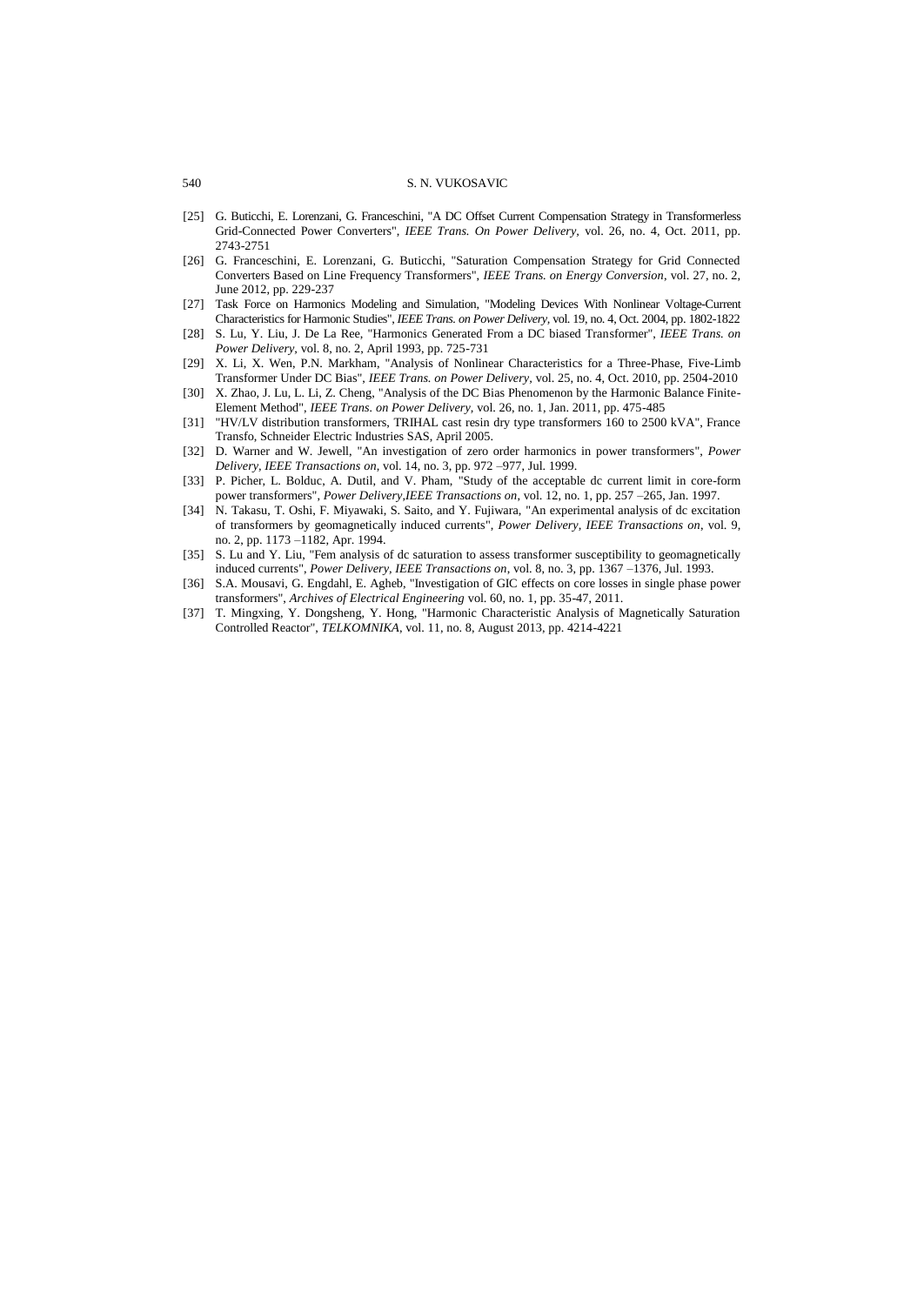[25] G. Buticchi, E. Lorenzani, G. Franceschini, "A DC Offset Current Compensation Strategy in Transformerless Grid-Connected Power Converters", *IEEE Trans. On Power Delivery*, vol. 26, no. 4, Oct. 2011, pp. 2743-2751

[26] G. Franceschini, E. Lorenzani, G. Buticchi, "Saturation Compensation Strategy for Grid Connected Converters Based on Line Frequency Transformers", *IEEE Trans. on Energy Conversion*, vol. 27, no. 2, June 2012, pp. 229-237

[27] Task Force on Harmonics Modeling and Simulation, "Modeling Devices With Nonlinear Voltage-Current Characteristics for Harmonic Studies", *IEEE Trans. on Power Delivery*, vol. 19, no. 4, Oct. 2004, pp. 1802-1822

[28] S. Lu, Y. Liu, J. De La Ree, "Harmonics Generated From a DC biased Transformer", *IEEE Trans. on Power Delivery*, vol. 8, no. 2, April 1993, pp. 725-731

[29] X. Li, X. Wen, P.N. Markham, "Analysis of Nonlinear Characteristics for a Three-Phase, Five-Limb Transformer Under DC Bias", *IEEE Trans. on Power Delivery*, vol. 25, no. 4, Oct. 2010, pp. 2504-2010

[30] X. Zhao, J. Lu, L. Li, Z. Cheng, "Analysis of the DC Bias Phenomenon by the Harmonic Balance Finite-Element Method", *IEEE Trans. on Power Delivery*, vol. 26, no. 1, Jan. 2011, pp. 475-485

[31] "HV/LV distribution transformers, TRIHAL cast resin dry type transformers 160 to 2500 kVA", France Transfo, Schneider Electric Industries SAS, April 2005.

[32] D. Warner and W. Jewell, "An investigation of zero order harmonics in power transformers", *Power Delivery, IEEE Transactions on*, vol. 14, no. 3, pp. 972 –977, Jul. 1999.

[33] P. Picher, L. Bolduc, A. Dutil, and V. Pham, "Study of the acceptable dc current limit in core-form power transformers", *Power Delivery,IEEE Transactions on*, vol. 12, no. 1, pp. 257 –265, Jan. 1997.

[34] N. Takasu, T. Oshi, F. Miyawaki, S. Saito, and Y. Fujiwara, "An experimental analysis of dc excitation of transformers by geomagnetically induced currents", *Power Delivery, IEEE Transactions on*, vol. 9, no. 2, pp. 1173 –1182, Apr. 1994.

[35] S. Lu and Y. Liu, "Fem analysis of dc saturation to assess transformer susceptibility to geomagnetically induced currents", *Power Delivery, IEEE Transactions on*, vol. 8, no. 3, pp. 1367 –1376, Jul. 1993.

[36] S.A. Mousavi, G. Engdahl, E. Agheb, "Investigation of GIC effects on core losses in single phase power transformers", *Archives of Electrical Engineering* vol. 60, no. 1, pp. 35-47, 2011.

[37] T. Mingxing, Y. Dongsheng, Y. Hong, "Harmonic Characteristic Analysis of Magnetically Saturation Controlled Reactor", *TELKOMNIKA*, vol. 11, no. 8, August 2013, pp. 4214-4221